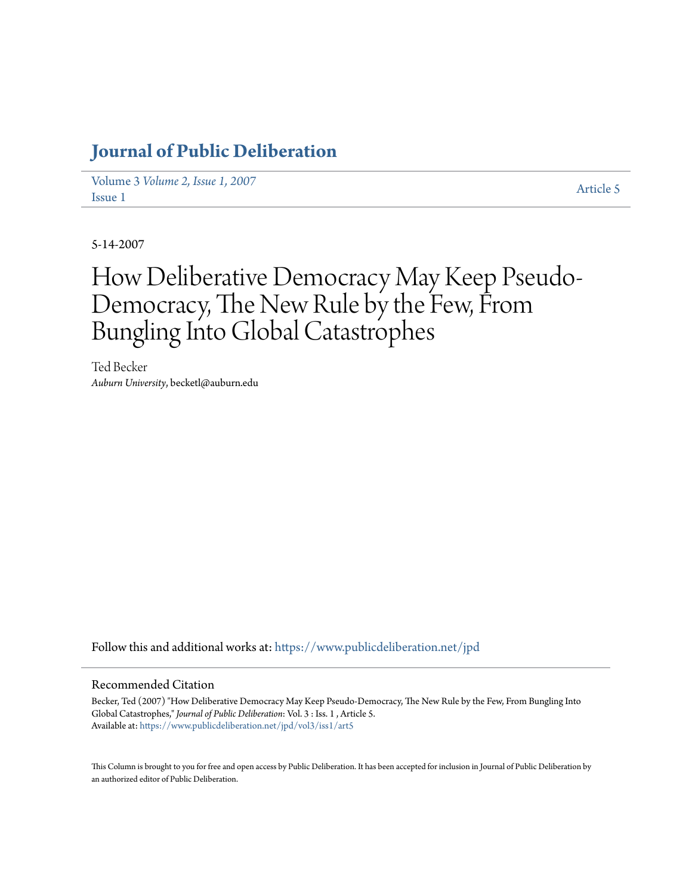# Journal of Public Deliberation

Volume 3 *Volume 2, Issue 1, 2007*
Issue 1

Article 5

5-14-2007

# How Deliberative Democracy May Keep Pseudo-Democracy, The New Rule by the Few, From Bungling Into Global Catastrophes

Ted Becker
*Auburn University*, becketl@auburn.edu

Follow this and additional works at: https://www.publicdeliberation.net/jpd

## Recommended Citation

Becker, Ted (2007) "How Deliberative Democracy May Keep Pseudo-Democracy, The New Rule by the Few, From Bungling Into Global Catastrophes," *Journal of Public Deliberation*: Vol. 3 : Iss. 1 , Article 5.
Available at: https://www.publicdeliberation.net/jpd/vol3/iss1/art5

This Column is brought to you for free and open access by Public Deliberation. It has been accepted for inclusion in Journal of Public Deliberation by an authorized editor of Public Deliberation.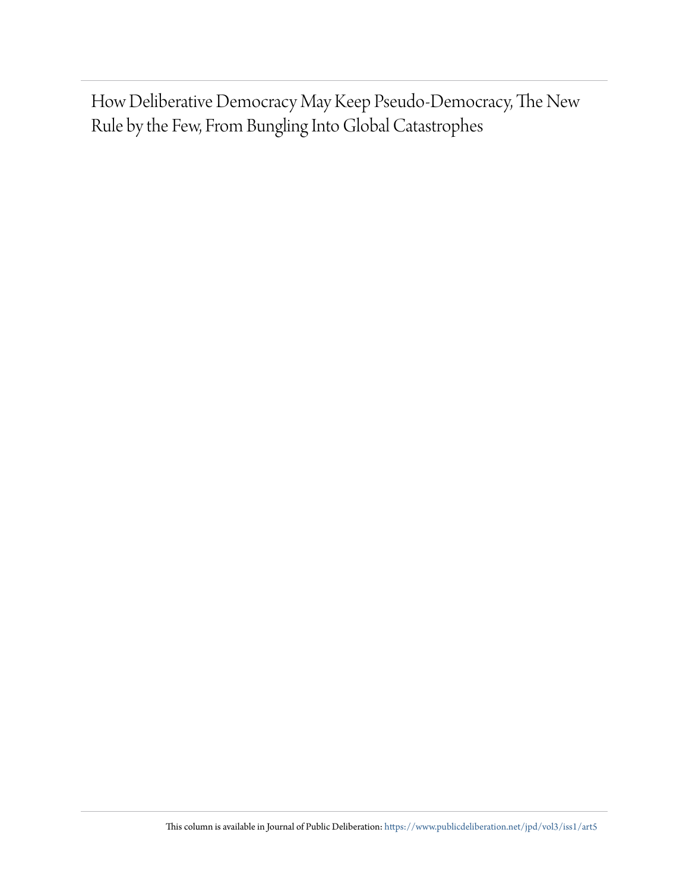How Deliberative Democracy May Keep Pseudo-Democracy, The New Rule by the Few, From Bungling Into Global Catastrophes

This column is available in Journal of Public Deliberation: https://www.publicdeliberation.net/jpd/vol3/iss1/art5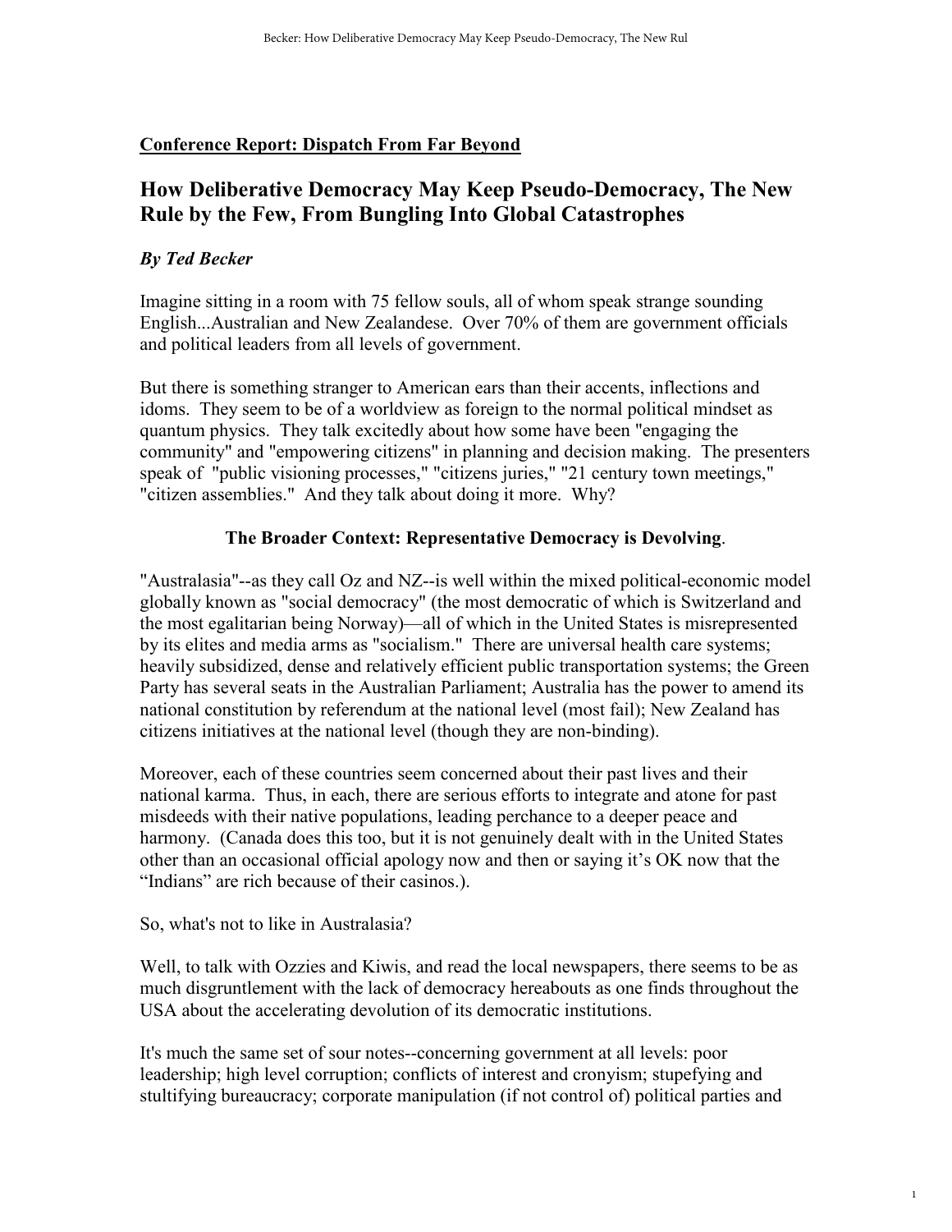**Conference Report: Dispatch From Far Beyond**

# How Deliberative Democracy May Keep Pseudo-Democracy, The New Rule by the Few, From Bungling Into Global Catastrophes

***By Ted Becker***

Imagine sitting in a room with 75 fellow souls, all of whom speak strange sounding English...Australian and New Zealandese. Over 70% of them are government officials and political leaders from all levels of government.

But there is something stranger to American ears than their accents, inflections and idoms. They seem to be of a worldview as foreign to the normal political mindset as quantum physics. They talk excitedly about how some have been "engaging the community" and "empowering citizens" in planning and decision making. The presenters speak of "public visioning processes," "citizens juries," "21 century town meetings," "citizen assemblies." And they talk about doing it more. Why?

## The Broader Context: Representative Democracy is Devolving.

"Australasia"--as they call Oz and NZ--is well within the mixed political-economic model globally known as "social democracy" (the most democratic of which is Switzerland and the most egalitarian being Norway)—all of which in the United States is misrepresented by its elites and media arms as "socialism." There are universal health care systems; heavily subsidized, dense and relatively efficient public transportation systems; the Green Party has several seats in the Australian Parliament; Australia has the power to amend its national constitution by referendum at the national level (most fail); New Zealand has citizens initiatives at the national level (though they are non-binding).

Moreover, each of these countries seem concerned about their past lives and their national karma. Thus, in each, there are serious efforts to integrate and atone for past misdeeds with their native populations, leading perchance to a deeper peace and harmony. (Canada does this too, but it is not genuinely dealt with in the United States other than an occasional official apology now and then or saying it's OK now that the "Indians" are rich because of their casinos.).

So, what's not to like in Australasia?

Well, to talk with Ozzies and Kiwis, and read the local newspapers, there seems to be as much disgruntlement with the lack of democracy hereabouts as one finds throughout the USA about the accelerating devolution of its democratic institutions.

It's much the same set of sour notes--concerning government at all levels: poor leadership; high level corruption; conflicts of interest and cronyism; stupefying and stultifying bureaucracy; corporate manipulation (if not control of) political parties and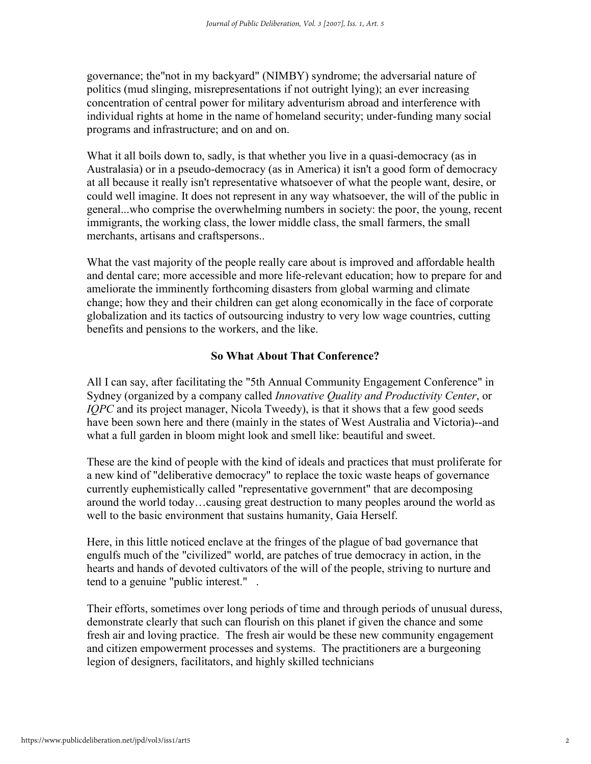governance; the"not in my backyard" (NIMBY) syndrome; the adversarial nature of politics (mud slinging, misrepresentations if not outright lying); an ever increasing concentration of central power for military adventurism abroad and interference with individual rights at home in the name of homeland security; under-funding many social programs and infrastructure; and on and on.

What it all boils down to, sadly, is that whether you live in a quasi-democracy (as in Australasia) or in a pseudo-democracy (as in America) it isn't a good form of democracy at all because it really isn't representative whatsoever of what the people want, desire, or could well imagine. It does not represent in any way whatsoever, the will of the public in general...who comprise the overwhelming numbers in society: the poor, the young, recent immigrants, the working class, the lower middle class, the small farmers, the small merchants, artisans and craftspersons..

What the vast majority of the people really care about is improved and affordable health and dental care; more accessible and more life-relevant education; how to prepare for and ameliorate the imminently forthcoming disasters from global warming and climate change; how they and their children can get along economically in the face of corporate globalization and its tactics of outsourcing industry to very low wage countries, cutting benefits and pensions to the workers, and the like.

**So What About That Conference?**

All I can say, after facilitating the "5th Annual Community Engagement Conference" in Sydney (organized by a company called *Innovative Quality and Productivity Center*, or *IQPC* and its project manager, Nicola Tweedy), is that it shows that a few good seeds have been sown here and there (mainly in the states of West Australia and Victoria)--and what a full garden in bloom might look and smell like: beautiful and sweet.

These are the kind of people with the kind of ideals and practices that must proliferate for a new kind of "deliberative democracy" to replace the toxic waste heaps of governance currently euphemistically called "representative government" that are decomposing around the world today…causing great destruction to many peoples around the world as well to the basic environment that sustains humanity, Gaia Herself.

Here, in this little noticed enclave at the fringes of the plague of bad governance that engulfs much of the "civilized" world, are patches of true democracy in action, in the hearts and hands of devoted cultivators of the will of the people, striving to nurture and tend to a genuine "public interest." .

Their efforts, sometimes over long periods of time and through periods of unusual duress, demonstrate clearly that such can flourish on this planet if given the chance and some fresh air and loving practice. The fresh air would be these new community engagement and citizen empowerment processes and systems. The practitioners are a burgeoning legion of designers, facilitators, and highly skilled technicians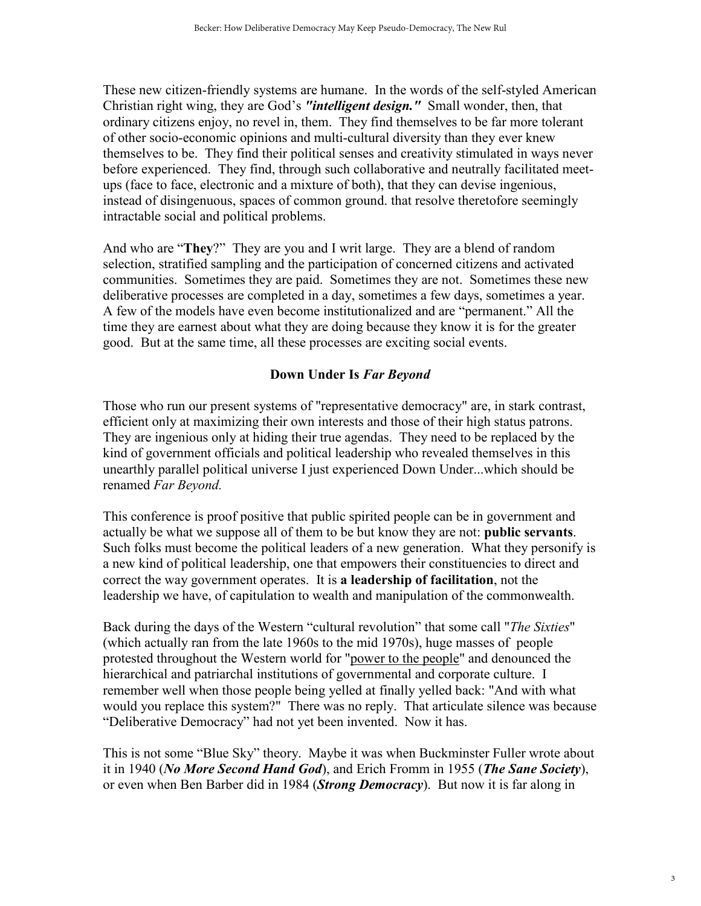These new citizen-friendly systems are humane. In the words of the self-styled American Christian right wing, they are God's ***"intelligent design."*** Small wonder, then, that ordinary citizens enjoy, no revel in, them. They find themselves to be far more tolerant of other socio-economic opinions and multi-cultural diversity than they ever knew themselves to be. They find their political senses and creativity stimulated in ways never before experienced. They find, through such collaborative and neutrally facilitated meet-ups (face to face, electronic and a mixture of both), that they can devise ingenious, instead of disingenuous, spaces of common ground. that resolve theretofore seemingly intractable social and political problems.

And who are "**They**?" They are you and I writ large. They are a blend of random selection, stratified sampling and the participation of concerned citizens and activated communities. Sometimes they are paid. Sometimes they are not. Sometimes these new deliberative processes are completed in a day, sometimes a few days, sometimes a year. A few of the models have even become institutionalized and are "permanent." All the time they are earnest about what they are doing because they know it is for the greater good. But at the same time, all these processes are exciting social events.

## Down Under Is *Far Beyond*

Those who run our present systems of "representative democracy" are, in stark contrast, efficient only at maximizing their own interests and those of their high status patrons. They are ingenious only at hiding their true agendas. They need to be replaced by the kind of government officials and political leadership who revealed themselves in this unearthly parallel political universe I just experienced Down Under...which should be renamed *Far Beyond.*

This conference is proof positive that public spirited people can be in government and actually be what we suppose all of them to be but know they are not: **public servants**. Such folks must become the political leaders of a new generation. What they personify is a new kind of political leadership, one that empowers their constituencies to direct and correct the way government operates. It is **a leadership of facilitation**, not the leadership we have, of capitulation to wealth and manipulation of the commonwealth.

Back during the days of the Western "cultural revolution" that some call "*The Sixties*" (which actually ran from the late 1960s to the mid 1970s), huge masses of people protested throughout the Western world for "power to the people" and denounced the hierarchical and patriarchal institutions of governmental and corporate culture. I remember well when those people being yelled at finally yelled back: "And with what would you replace this system?" There was no reply. That articulate silence was because "Deliberative Democracy" had not yet been invented. Now it has.

This is not some "Blue Sky" theory. Maybe it was when Buckminster Fuller wrote about it in 1940 (***No More Second Hand God***), and Erich Fromm in 1955 (***The Sane Society***), or even when Ben Barber did in 1984 (***Strong Democracy***). But now it is far along in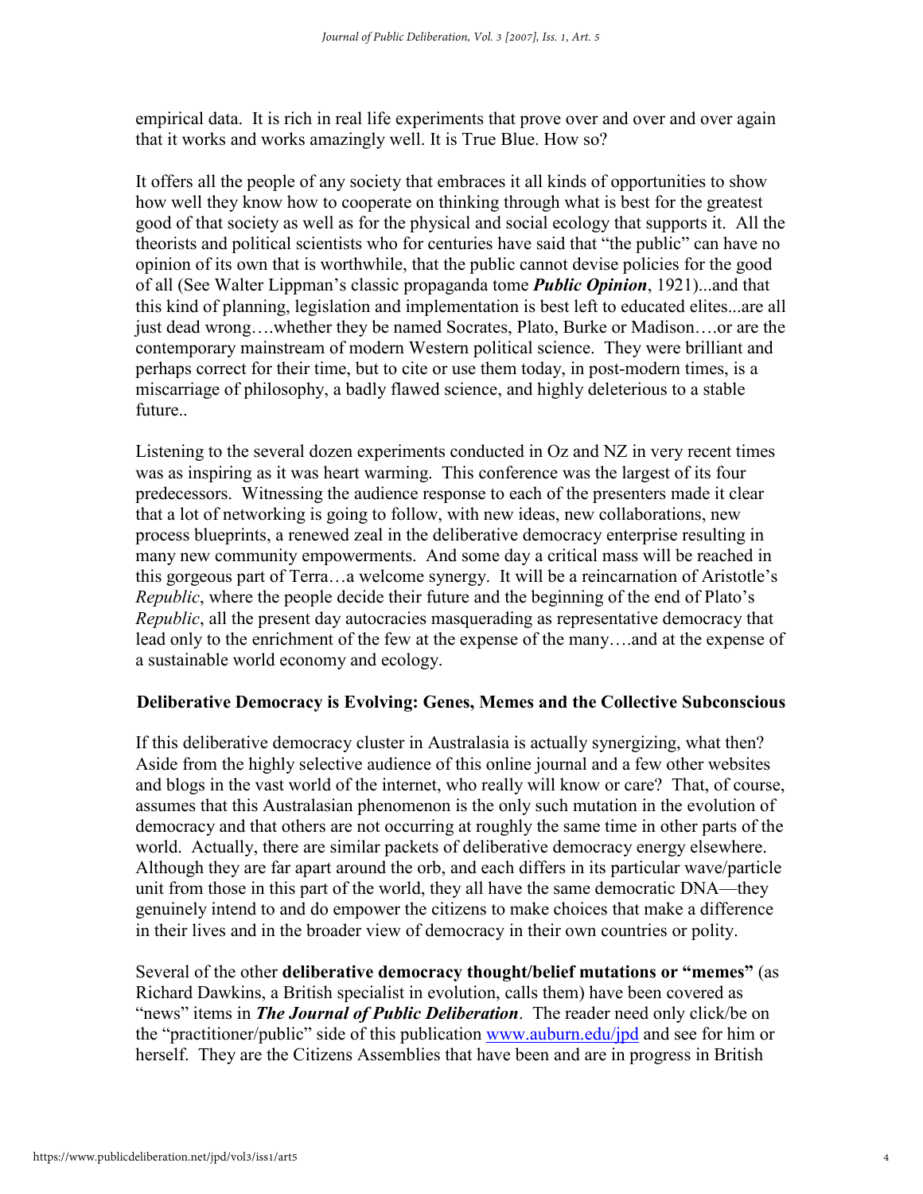empirical data. It is rich in real life experiments that prove over and over and over again that it works and works amazingly well. It is True Blue. How so?

It offers all the people of any society that embraces it all kinds of opportunities to show how well they know how to cooperate on thinking through what is best for the greatest good of that society as well as for the physical and social ecology that supports it. All the theorists and political scientists who for centuries have said that "the public" can have no opinion of its own that is worthwhile, that the public cannot devise policies for the good of all (See Walter Lippman's classic propaganda tome ***Public Opinion***, 1921)...and that this kind of planning, legislation and implementation is best left to educated elites...are all just dead wrong….whether they be named Socrates, Plato, Burke or Madison….or are the contemporary mainstream of modern Western political science. They were brilliant and perhaps correct for their time, but to cite or use them today, in post-modern times, is a miscarriage of philosophy, a badly flawed science, and highly deleterious to a stable future..

Listening to the several dozen experiments conducted in Oz and NZ in very recent times was as inspiring as it was heart warming. This conference was the largest of its four predecessors. Witnessing the audience response to each of the presenters made it clear that a lot of networking is going to follow, with new ideas, new collaborations, new process blueprints, a renewed zeal in the deliberative democracy enterprise resulting in many new community empowerments. And some day a critical mass will be reached in this gorgeous part of Terra…a welcome synergy. It will be a reincarnation of Aristotle's *Republic*, where the people decide their future and the beginning of the end of Plato's *Republic*, all the present day autocracies masquerading as representative democracy that lead only to the enrichment of the few at the expense of the many….and at the expense of a sustainable world economy and ecology.

## Deliberative Democracy is Evolving: Genes, Memes and the Collective Subconscious

If this deliberative democracy cluster in Australasia is actually synergizing, what then? Aside from the highly selective audience of this online journal and a few other websites and blogs in the vast world of the internet, who really will know or care? That, of course, assumes that this Australasian phenomenon is the only such mutation in the evolution of democracy and that others are not occurring at roughly the same time in other parts of the world. Actually, there are similar packets of deliberative democracy energy elsewhere. Although they are far apart around the orb, and each differs in its particular wave/particle unit from those in this part of the world, they all have the same democratic DNA—they genuinely intend to and do empower the citizens to make choices that make a difference in their lives and in the broader view of democracy in their own countries or polity.

Several of the other **deliberative democracy thought/belief mutations or "memes"** (as Richard Dawkins, a British specialist in evolution, calls them) have been covered as "news" items in ***The Journal of Public Deliberation***. The reader need only click/be on the "practitioner/public" side of this publication www.auburn.edu/jpd and see for him or herself. They are the Citizens Assemblies that have been and are in progress in British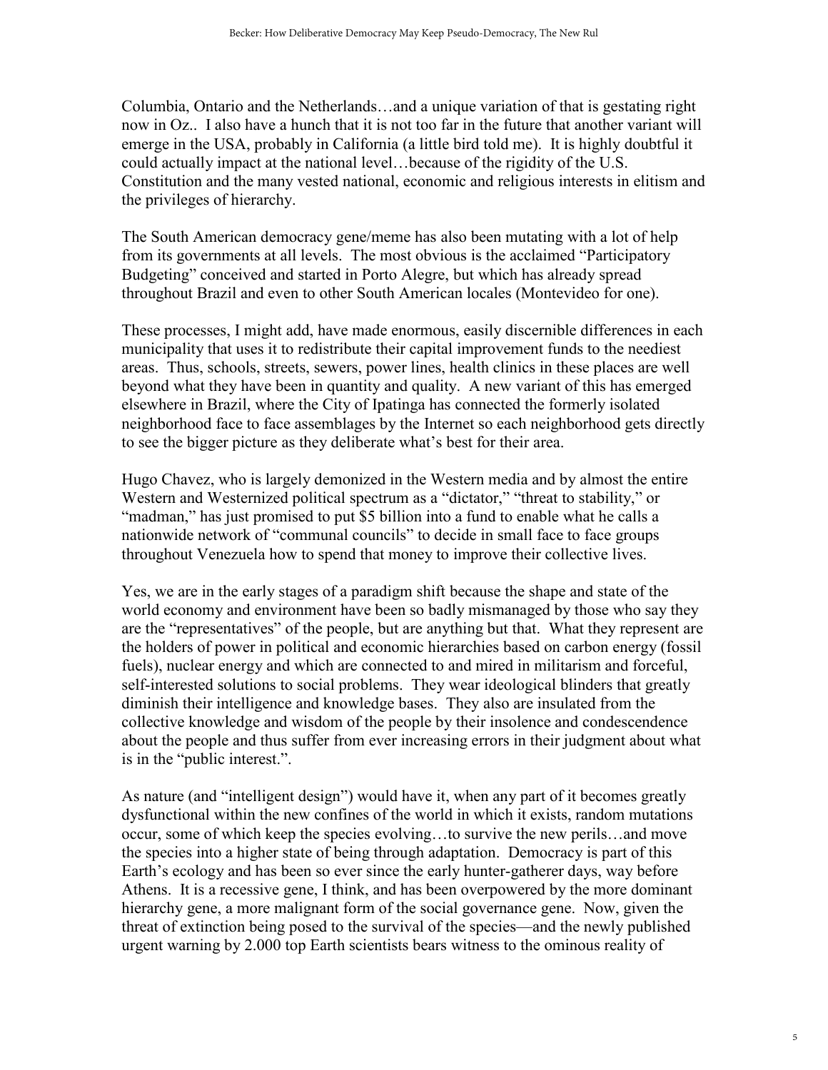Columbia, Ontario and the Netherlands…and a unique variation of that is gestating right now in Oz.. I also have a hunch that it is not too far in the future that another variant will emerge in the USA, probably in California (a little bird told me). It is highly doubtful it could actually impact at the national level…because of the rigidity of the U.S. Constitution and the many vested national, economic and religious interests in elitism and the privileges of hierarchy.

The South American democracy gene/meme has also been mutating with a lot of help from its governments at all levels. The most obvious is the acclaimed "Participatory Budgeting" conceived and started in Porto Alegre, but which has already spread throughout Brazil and even to other South American locales (Montevideo for one).

These processes, I might add, have made enormous, easily discernible differences in each municipality that uses it to redistribute their capital improvement funds to the neediest areas. Thus, schools, streets, sewers, power lines, health clinics in these places are well beyond what they have been in quantity and quality. A new variant of this has emerged elsewhere in Brazil, where the City of Ipatinga has connected the formerly isolated neighborhood face to face assemblages by the Internet so each neighborhood gets directly to see the bigger picture as they deliberate what's best for their area.

Hugo Chavez, who is largely demonized in the Western media and by almost the entire Western and Westernized political spectrum as a "dictator," "threat to stability," or "madman," has just promised to put $5 billion into a fund to enable what he calls a nationwide network of "communal councils" to decide in small face to face groups throughout Venezuela how to spend that money to improve their collective lives.

Yes, we are in the early stages of a paradigm shift because the shape and state of the world economy and environment have been so badly mismanaged by those who say they are the "representatives" of the people, but are anything but that. What they represent are the holders of power in political and economic hierarchies based on carbon energy (fossil fuels), nuclear energy and which are connected to and mired in militarism and forceful, self-interested solutions to social problems. They wear ideological blinders that greatly diminish their intelligence and knowledge bases. They also are insulated from the collective knowledge and wisdom of the people by their insolence and condescendence about the people and thus suffer from ever increasing errors in their judgment about what is in the "public interest.".

As nature (and "intelligent design") would have it, when any part of it becomes greatly dysfunctional within the new confines of the world in which it exists, random mutations occur, some of which keep the species evolving…to survive the new perils…and move the species into a higher state of being through adaptation. Democracy is part of this Earth's ecology and has been so ever since the early hunter-gatherer days, way before Athens. It is a recessive gene, I think, and has been overpowered by the more dominant hierarchy gene, a more malignant form of the social governance gene. Now, given the threat of extinction being posed to the survival of the species—and the newly published urgent warning by 2.000 top Earth scientists bears witness to the ominous reality of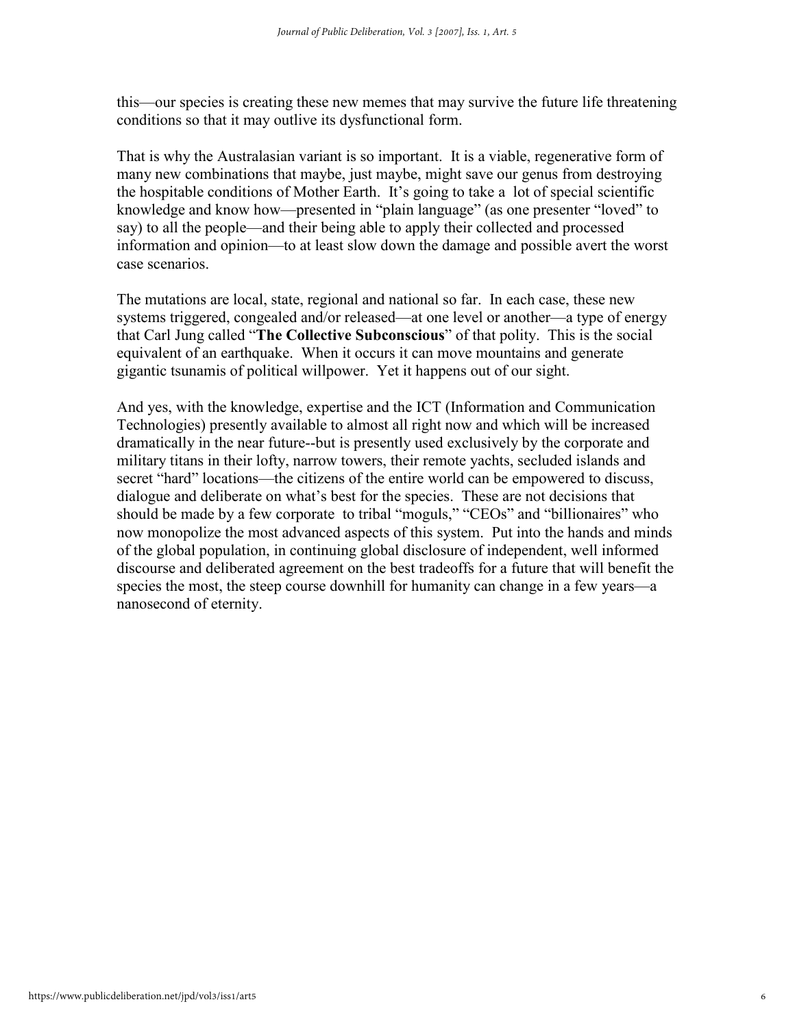this—our species is creating these new memes that may survive the future life threatening conditions so that it may outlive its dysfunctional form.

That is why the Australasian variant is so important. It is a viable, regenerative form of many new combinations that maybe, just maybe, might save our genus from destroying the hospitable conditions of Mother Earth. It's going to take a lot of special scientific knowledge and know how—presented in "plain language" (as one presenter "loved" to say) to all the people—and their being able to apply their collected and processed information and opinion—to at least slow down the damage and possible avert the worst case scenarios.

The mutations are local, state, regional and national so far. In each case, these new systems triggered, congealed and/or released—at one level or another—a type of energy that Carl Jung called "**The Collective Subconscious**" of that polity. This is the social equivalent of an earthquake. When it occurs it can move mountains and generate gigantic tsunamis of political willpower. Yet it happens out of our sight.

And yes, with the knowledge, expertise and the ICT (Information and Communication Technologies) presently available to almost all right now and which will be increased dramatically in the near future--but is presently used exclusively by the corporate and military titans in their lofty, narrow towers, their remote yachts, secluded islands and secret "hard" locations—the citizens of the entire world can be empowered to discuss, dialogue and deliberate on what's best for the species. These are not decisions that should be made by a few corporate to tribal "moguls," "CEOs" and "billionaires" who now monopolize the most advanced aspects of this system. Put into the hands and minds of the global population, in continuing global disclosure of independent, well informed discourse and deliberated agreement on the best tradeoffs for a future that will benefit the species the most, the steep course downhill for humanity can change in a few years—a nanosecond of eternity.